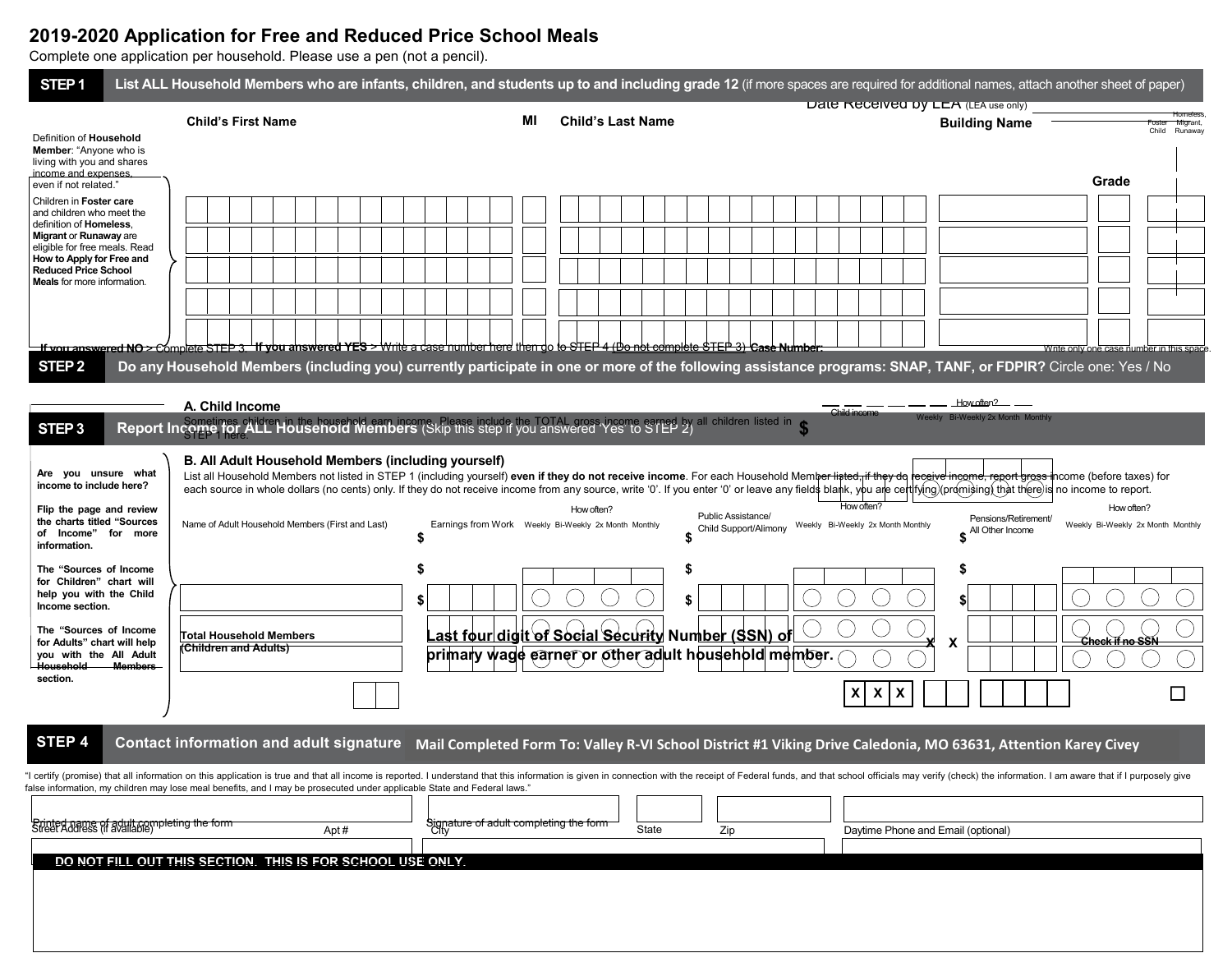# 2019-2020 Application for Free and Reduced Price School Meals

Complete one application per household. Please use a pen (not a pencil).

## STEP 1 List ALL Household Members who are infants, children, and students up to and including grade 12 (if more spaces are required for additional names, attach another sheet of paper)

Date Received by LEA (LEA use only)

Definition of **Household Member**: "Anyone who is living with you and shares income and expenses, even if not related."

Children in **Foster care** and children who meet the definition of **Homeless**, **Migrant** or **Runaway** are eligible for free meals. Read **How to Apply for Free and Reduced Price School Meals** for more information.

| Child's First Name | MI | Child's Last Name | Building Name | Grade | Foster Child | Homeless, Migrant, Runaway |
|---|---|---|---|---|---|---|
| | | | | | | |
| | | | | | | |
| | | | | | | |
| | | | | | | |
| | | | | | | |

## STEP 2 Do any Household Members (including you) currently participate in one or more of the following assistance programs: SNAP, TANF, or FDPIR? Circle one: Yes / No

**If you answered NO** > Complete STEP 3. **If you answered YES** > Write a case number here then go to STEP 4 (Do not complete STEP 3) **Case Number:**

Write only one case number in this space.

## STEP 3 Report Income for ALL Household Members (Skip this step if you answered 'Yes' to STEP 2)

Are you unsure what income to include here?

Flip the page and review the charts titled "Sources of Income" for more information.

The "Sources of Income for Children" chart will help you with the Child Income section.

The "Sources of Income for Adults" chart will help you with the All Adult Household Members section.

**A. Child Income**

Sometimes children in the household earn income. Please include the TOTAL gross income earned by all children listed in STEP 1 here.

| Child income | How often? | | | |
|---|---|---|---|---|
| $ | Weekly | Bi-Weekly | 2x Month | Monthly |

**B. All Adult Household Members (including yourself)**

List all Household Members not listed in STEP 1 (including yourself) **even if they do not receive income**. For each Household Member listed, if they do receive income, report gross income (before taxes) for each source in whole dollars (no cents) only. If they do not receive income from any source, write '0'. If you enter '0' or leave any fields blank, you are certifying (promising) that there is no income to report.

| Name of Adult Household Members (First and Last) | Earnings from Work | How often? Weekly / Bi-Weekly / 2x Month / Monthly | Public Assistance/ Child Support/Alimony | How often? Weekly / Bi-Weekly / 2x Month / Monthly | Pensions/Retirement/ All Other Income | How often? Weekly / Bi-Weekly / 2x Month / Monthly |
|---|---|---|---|---|---|---|
| | $ | | $ | | $ | |
| | $ | | $ | | $ | |
| | $ | | $ | | $ | |
| | $ | | $ | | $ | |
| | $ | | $ | | $ | |

Total Household Members (Children and Adults)

Last four digit of Social Security Number (SSN) of primary wage earner or other adult household member. X X X X X

Check if no SSN ☐

## STEP 4 Contact information and adult signature

Mail Completed Form To: Valley R-VI School District #1 Viking Drive Caledonia, MO 63631, Attention Karey Civey

"I certify (promise) that all information on this application is true and that all income is reported. I understand that this information is given in connection with the receipt of Federal funds, and that school officials may verify (check) the information. I am aware that if I purposely give false information, my children may lose meal benefits, and I may be prosecuted under applicable State and Federal laws."

Street Address (if available) | Apt # | City | State | Zip | Daytime Phone and Email (optional)

Printed name of adult completing the form | Signature of adult completing the form

**DO NOT FILL OUT THIS SECTION. THIS IS FOR SCHOOL USE ONLY.**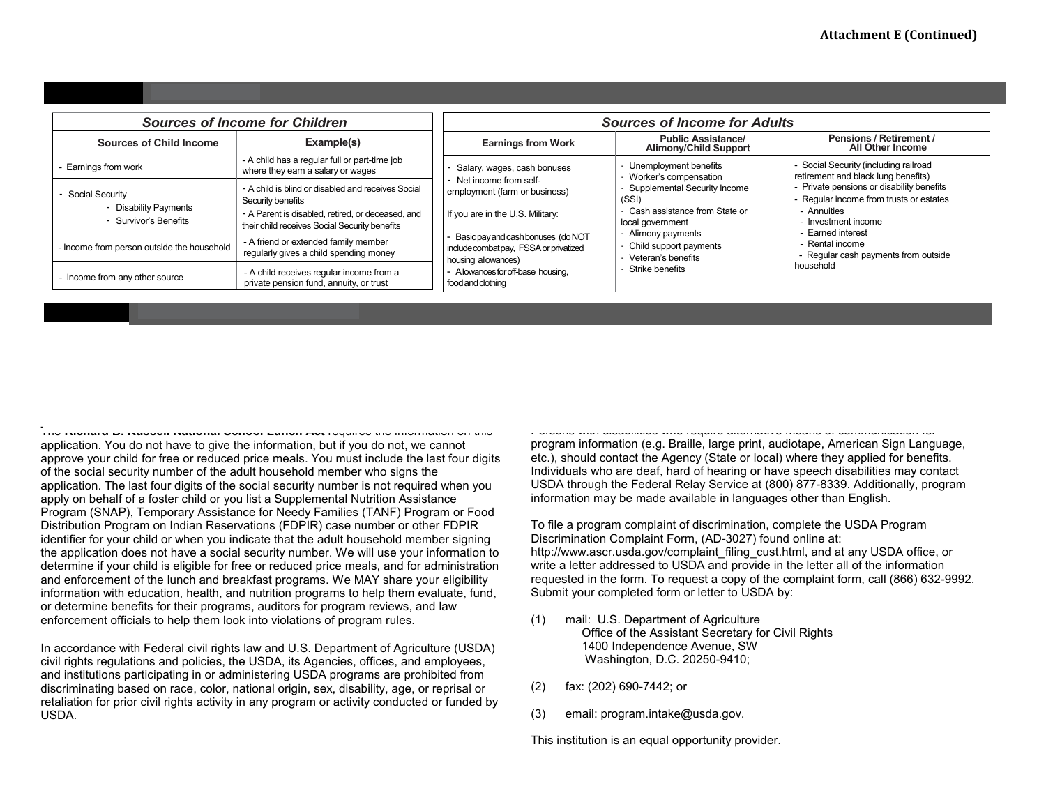Attachment E (Continued)

| *Sources of Income for Children* | |
|---|---|
| **Sources of Child Income** | **Example(s)** |
| - Earnings from work | - A child has a regular full or part-time job where they earn a salary or wages |
| - Social Security<br>- Disability Payments<br>- Survivor's Benefits | - A child is blind or disabled and receives Social Security benefits<br>- A Parent is disabled, retired, or deceased, and their child receives Social Security benefits |
| - Income from person outside the household | - A friend or extended family member regularly gives a child spending money |
| - Income from any other source | - A child receives regular income from a private pension fund, annuity, or trust |

| *Sources of Income for Adults* | | |
|---|---|---|
| **Earnings from Work** | **Public Assistance/ Alimony/Child Support** | **Pensions / Retirement / All Other Income** |
| - Salary, wages, cash bonuses<br>- Net income from self-employment (farm or business)<br><br>If you are in the U.S. Military:<br><br>- Basic pay and cash bonuses (do NOT include combat pay, FSSA or privatized housing allowances)<br>- Allowances for off-base housing, food and clothing | - Unemployment benefits<br>- Worker's compensation<br>- Supplemental Security Income (SSI)<br>- Cash assistance from State or local government<br>- Alimony payments<br>- Child support payments<br>- Veteran's benefits<br>- Strike benefits | - Social Security (including railroad retirement and black lung benefits)<br>- Private pensions or disability benefits<br>- Regular income from trusts or estates<br>- Annuities<br>- Investment income<br>- Earned interest<br>- Rental income<br>- Regular cash payments from outside household |

The **Richard B. Russell National School Lunch Act** requires the information on this application. You do not have to give the information, but if you do not, we cannot approve your child for free or reduced price meals. You must include the last four digits of the social security number of the adult household member who signs the application. The last four digits of the social security number is not required when you apply on behalf of a foster child or you list a Supplemental Nutrition Assistance Program (SNAP), Temporary Assistance for Needy Families (TANF) Program or Food Distribution Program on Indian Reservations (FDPIR) case number or other FDPIR identifier for your child or when you indicate that the adult household member signing the application does not have a social security number. We will use your information to determine if your child is eligible for free or reduced price meals, and for administration and enforcement of the lunch and breakfast programs. We MAY share your eligibility information with education, health, and nutrition programs to help them evaluate, fund, or determine benefits for their programs, auditors for program reviews, and law enforcement officials to help them look into violations of program rules.

In accordance with Federal civil rights law and U.S. Department of Agriculture (USDA) civil rights regulations and policies, the USDA, its Agencies, offices, and employees, and institutions participating in or administering USDA programs are prohibited from discriminating based on race, color, national origin, sex, disability, age, or reprisal or retaliation for prior civil rights activity in any program or activity conducted or funded by USDA.

Persons with disabilities who require alternative means of communication for program information (e.g. Braille, large print, audiotape, American Sign Language, etc.), should contact the Agency (State or local) where they applied for benefits. Individuals who are deaf, hard of hearing or have speech disabilities may contact USDA through the Federal Relay Service at (800) 877-8339. Additionally, program information may be made available in languages other than English.

To file a program complaint of discrimination, complete the USDA Program Discrimination Complaint Form, (AD-3027) found online at: http://www.ascr.usda.gov/complaint_filing_cust.html, and at any USDA office, or write a letter addressed to USDA and provide in the letter all of the information requested in the form. To request a copy of the complaint form, call (866) 632-9992. Submit your completed form or letter to USDA by:

(1) mail: U.S. Department of Agriculture
Office of the Assistant Secretary for Civil Rights
1400 Independence Avenue, SW
Washington, D.C. 20250-9410;

(2) fax: (202) 690-7442; or

(3) email: program.intake@usda.gov.

This institution is an equal opportunity provider.